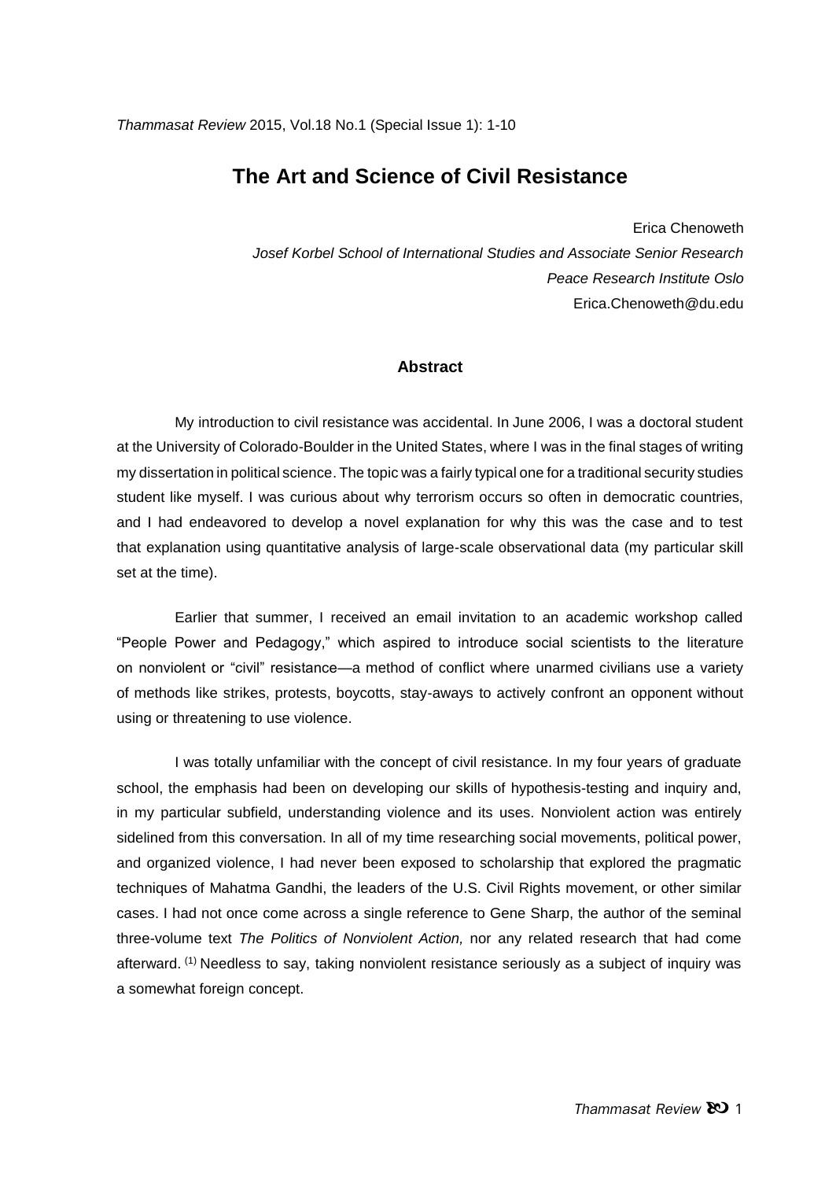# The Art and Science of Civil Resistance

Erica Chenoweth

*Josef Korbel School of International Studies and Associate Senior Research*
*Peace Research Institute Oslo*
Erica.Chenoweth@du.edu

## Abstract

My introduction to civil resistance was accidental. In June 2006, I was a doctoral student at the University of Colorado-Boulder in the United States, where I was in the final stages of writing my dissertation in political science. The topic was a fairly typical one for a traditional security studies student like myself. I was curious about why terrorism occurs so often in democratic countries, and I had endeavored to develop a novel explanation for why this was the case and to test that explanation using quantitative analysis of large-scale observational data (my particular skill set at the time).

Earlier that summer, I received an email invitation to an academic workshop called "People Power and Pedagogy," which aspired to introduce social scientists to the literature on nonviolent or "civil" resistance—a method of conflict where unarmed civilians use a variety of methods like strikes, protests, boycotts, stay-aways to actively confront an opponent without using or threatening to use violence.

I was totally unfamiliar with the concept of civil resistance. In my four years of graduate school, the emphasis had been on developing our skills of hypothesis-testing and inquiry and, in my particular subfield, understanding violence and its uses. Nonviolent action was entirely sidelined from this conversation. In all of my time researching social movements, political power, and organized violence, I had never been exposed to scholarship that explored the pragmatic techniques of Mahatma Gandhi, the leaders of the U.S. Civil Rights movement, or other similar cases. I had not once come across a single reference to Gene Sharp, the author of the seminal three-volume text *The Politics of Nonviolent Action,* nor any related research that had come afterward. (1) Needless to say, taking nonviolent resistance seriously as a subject of inquiry was a somewhat foreign concept.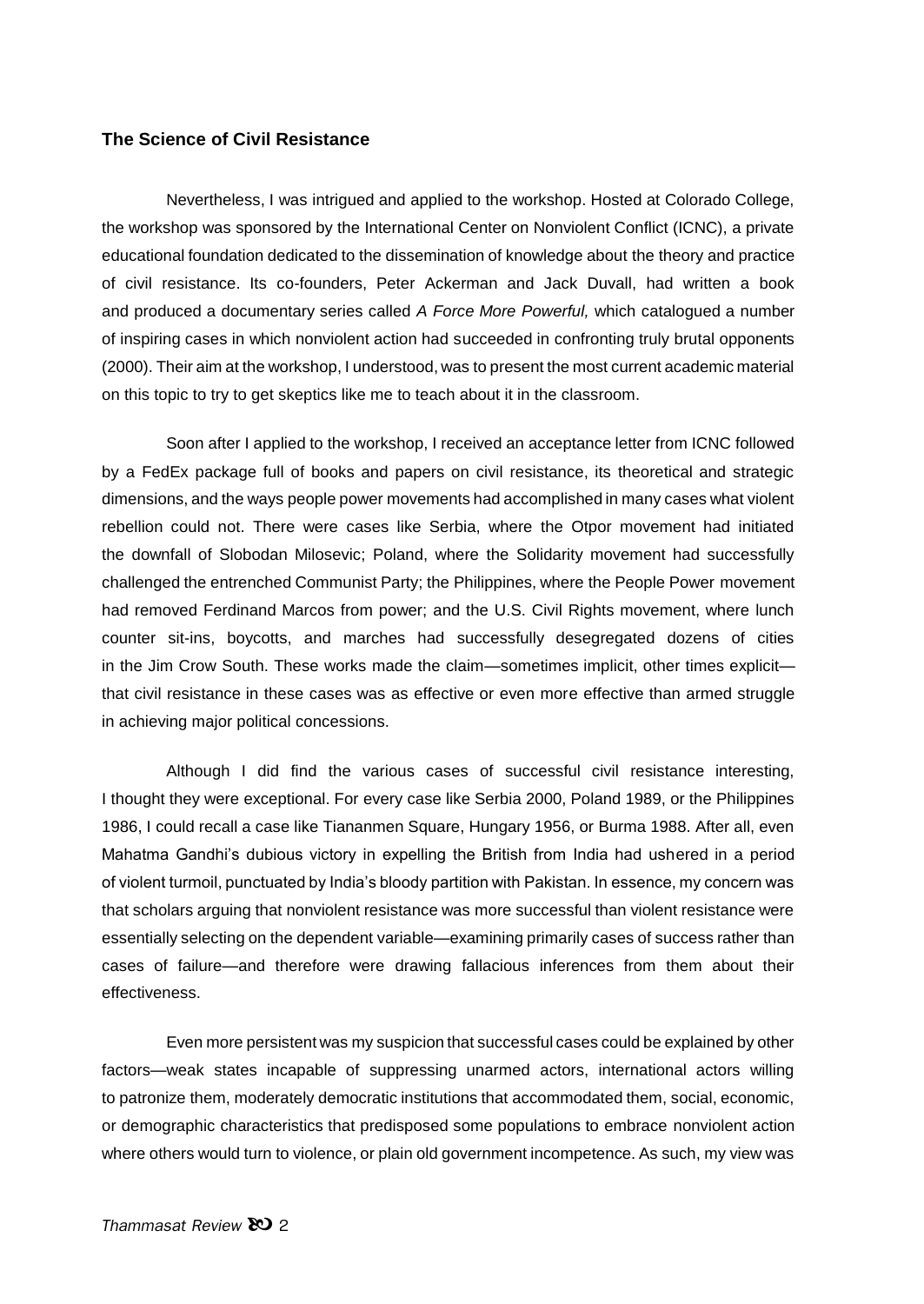## The Science of Civil Resistance

Nevertheless, I was intrigued and applied to the workshop. Hosted at Colorado College, the workshop was sponsored by the International Center on Nonviolent Conflict (ICNC), a private educational foundation dedicated to the dissemination of knowledge about the theory and practice of civil resistance. Its co-founders, Peter Ackerman and Jack Duvall, had written a book and produced a documentary series called *A Force More Powerful,* which catalogued a number of inspiring cases in which nonviolent action had succeeded in confronting truly brutal opponents (2000). Their aim at the workshop, I understood, was to present the most current academic material on this topic to try to get skeptics like me to teach about it in the classroom.

Soon after I applied to the workshop, I received an acceptance letter from ICNC followed by a FedEx package full of books and papers on civil resistance, its theoretical and strategic dimensions, and the ways people power movements had accomplished in many cases what violent rebellion could not. There were cases like Serbia, where the Otpor movement had initiated the downfall of Slobodan Milosevic; Poland, where the Solidarity movement had successfully challenged the entrenched Communist Party; the Philippines, where the People Power movement had removed Ferdinand Marcos from power; and the U.S. Civil Rights movement, where lunch counter sit-ins, boycotts, and marches had successfully desegregated dozens of cities in the Jim Crow South. These works made the claim—sometimes implicit, other times explicit—that civil resistance in these cases was as effective or even more effective than armed struggle in achieving major political concessions.

Although I did find the various cases of successful civil resistance interesting, I thought they were exceptional. For every case like Serbia 2000, Poland 1989, or the Philippines 1986, I could recall a case like Tiananmen Square, Hungary 1956, or Burma 1988. After all, even Mahatma Gandhi's dubious victory in expelling the British from India had ushered in a period of violent turmoil, punctuated by India's bloody partition with Pakistan. In essence, my concern was that scholars arguing that nonviolent resistance was more successful than violent resistance were essentially selecting on the dependent variable—examining primarily cases of success rather than cases of failure—and therefore were drawing fallacious inferences from them about their effectiveness.

Even more persistent was my suspicion that successful cases could be explained by other factors—weak states incapable of suppressing unarmed actors, international actors willing to patronize them, moderately democratic institutions that accommodated them, social, economic, or demographic characteristics that predisposed some populations to embrace nonviolent action where others would turn to violence, or plain old government incompetence. As such, my view was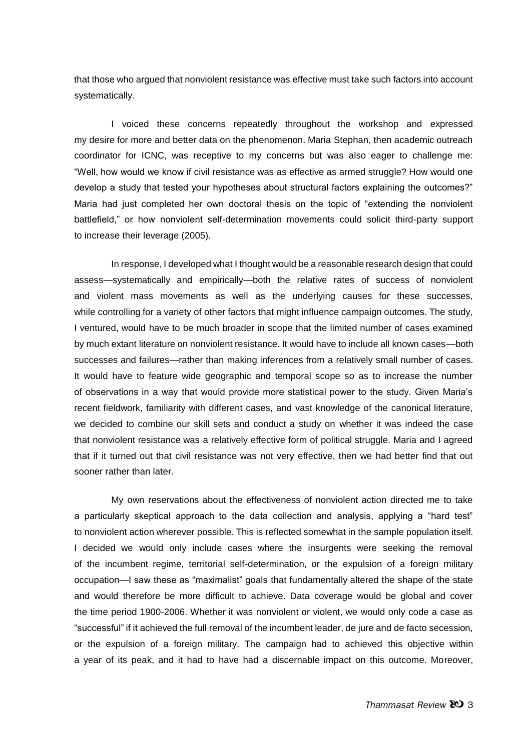that those who argued that nonviolent resistance was effective must take such factors into account systematically.

I voiced these concerns repeatedly throughout the workshop and expressed my desire for more and better data on the phenomenon. Maria Stephan, then academic outreach coordinator for ICNC, was receptive to my concerns but was also eager to challenge me: "Well, how would we know if civil resistance was as effective as armed struggle? How would one develop a study that tested your hypotheses about structural factors explaining the outcomes?" Maria had just completed her own doctoral thesis on the topic of "extending the nonviolent battlefield," or how nonviolent self-determination movements could solicit third-party support to increase their leverage (2005).

In response, I developed what I thought would be a reasonable research design that could assess—systematically and empirically—both the relative rates of success of nonviolent and violent mass movements as well as the underlying causes for these successes, while controlling for a variety of other factors that might influence campaign outcomes. The study, I ventured, would have to be much broader in scope that the limited number of cases examined by much extant literature on nonviolent resistance. It would have to include all known cases—both successes and failures—rather than making inferences from a relatively small number of cases. It would have to feature wide geographic and temporal scope so as to increase the number of observations in a way that would provide more statistical power to the study. Given Maria's recent fieldwork, familiarity with different cases, and vast knowledge of the canonical literature, we decided to combine our skill sets and conduct a study on whether it was indeed the case that nonviolent resistance was a relatively effective form of political struggle. Maria and I agreed that if it turned out that civil resistance was not very effective, then we had better find that out sooner rather than later.

My own reservations about the effectiveness of nonviolent action directed me to take a particularly skeptical approach to the data collection and analysis, applying a "hard test" to nonviolent action wherever possible. This is reflected somewhat in the sample population itself. I decided we would only include cases where the insurgents were seeking the removal of the incumbent regime, territorial self-determination, or the expulsion of a foreign military occupation—I saw these as "maximalist" goals that fundamentally altered the shape of the state and would therefore be more difficult to achieve. Data coverage would be global and cover the time period 1900-2006. Whether it was nonviolent or violent, we would only code a case as "successful" if it achieved the full removal of the incumbent leader, de jure and de facto secession, or the expulsion of a foreign military. The campaign had to achieved this objective within a year of its peak, and it had to have had a discernable impact on this outcome. Moreover,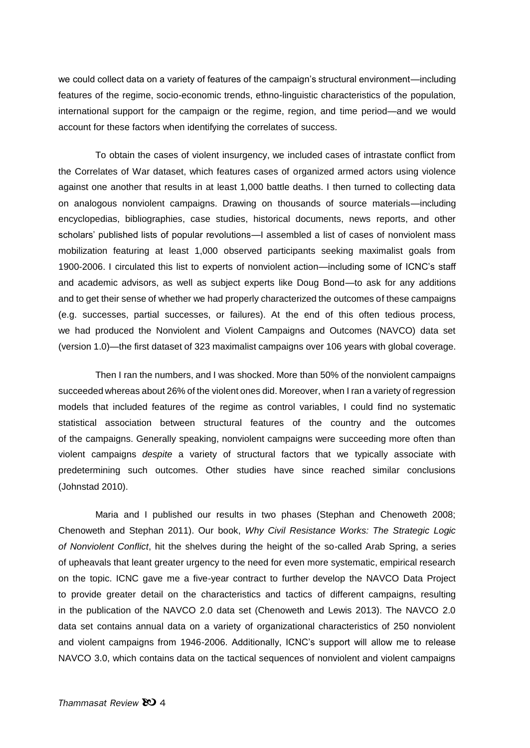we could collect data on a variety of features of the campaign's structural environment—including features of the regime, socio-economic trends, ethno-linguistic characteristics of the population, international support for the campaign or the regime, region, and time period—and we would account for these factors when identifying the correlates of success.

To obtain the cases of violent insurgency, we included cases of intrastate conflict from the Correlates of War dataset, which features cases of organized armed actors using violence against one another that results in at least 1,000 battle deaths. I then turned to collecting data on analogous nonviolent campaigns. Drawing on thousands of source materials—including encyclopedias, bibliographies, case studies, historical documents, news reports, and other scholars' published lists of popular revolutions—I assembled a list of cases of nonviolent mass mobilization featuring at least 1,000 observed participants seeking maximalist goals from 1900-2006. I circulated this list to experts of nonviolent action—including some of ICNC's staff and academic advisors, as well as subject experts like Doug Bond—to ask for any additions and to get their sense of whether we had properly characterized the outcomes of these campaigns (e.g. successes, partial successes, or failures). At the end of this often tedious process, we had produced the Nonviolent and Violent Campaigns and Outcomes (NAVCO) data set (version 1.0)—the first dataset of 323 maximalist campaigns over 106 years with global coverage.

Then I ran the numbers, and I was shocked. More than 50% of the nonviolent campaigns succeeded whereas about 26% of the violent ones did. Moreover, when I ran a variety of regression models that included features of the regime as control variables, I could find no systematic statistical association between structural features of the country and the outcomes of the campaigns. Generally speaking, nonviolent campaigns were succeeding more often than violent campaigns *despite* a variety of structural factors that we typically associate with predetermining such outcomes. Other studies have since reached similar conclusions (Johnstad 2010).

Maria and I published our results in two phases (Stephan and Chenoweth 2008; Chenoweth and Stephan 2011). Our book, *Why Civil Resistance Works: The Strategic Logic of Nonviolent Conflict*, hit the shelves during the height of the so-called Arab Spring, a series of upheavals that leant greater urgency to the need for even more systematic, empirical research on the topic. ICNC gave me a five-year contract to further develop the NAVCO Data Project to provide greater detail on the characteristics and tactics of different campaigns, resulting in the publication of the NAVCO 2.0 data set (Chenoweth and Lewis 2013). The NAVCO 2.0 data set contains annual data on a variety of organizational characteristics of 250 nonviolent and violent campaigns from 1946-2006. Additionally, ICNC's support will allow me to release NAVCO 3.0, which contains data on the tactical sequences of nonviolent and violent campaigns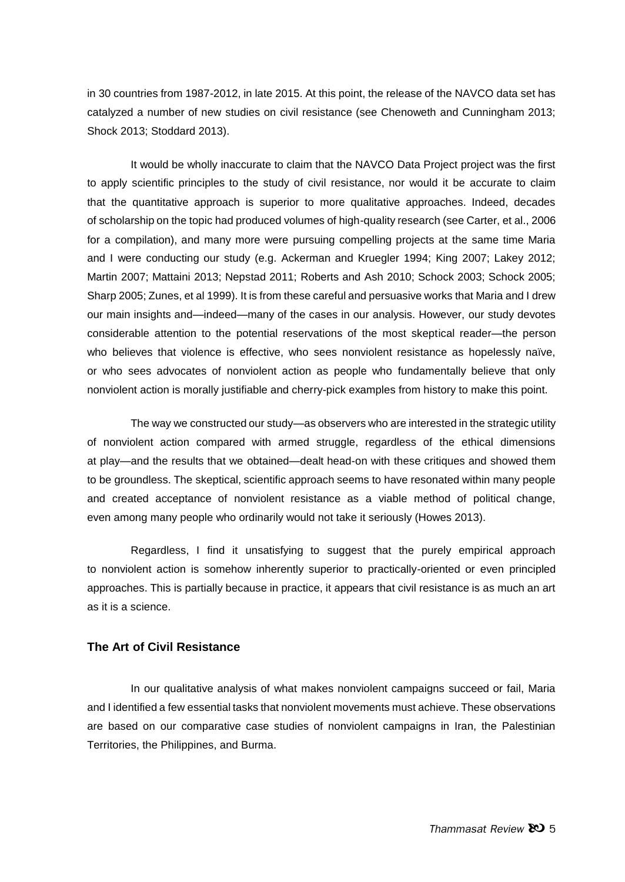in 30 countries from 1987-2012, in late 2015. At this point, the release of the NAVCO data set has catalyzed a number of new studies on civil resistance (see Chenoweth and Cunningham 2013; Shock 2013; Stoddard 2013).

It would be wholly inaccurate to claim that the NAVCO Data Project project was the first to apply scientific principles to the study of civil resistance, nor would it be accurate to claim that the quantitative approach is superior to more qualitative approaches. Indeed, decades of scholarship on the topic had produced volumes of high-quality research (see Carter, et al., 2006 for a compilation), and many more were pursuing compelling projects at the same time Maria and I were conducting our study (e.g. Ackerman and Kruegler 1994; King 2007; Lakey 2012; Martin 2007; Mattaini 2013; Nepstad 2011; Roberts and Ash 2010; Schock 2003; Schock 2005; Sharp 2005; Zunes, et al 1999). It is from these careful and persuasive works that Maria and I drew our main insights and—indeed—many of the cases in our analysis. However, our study devotes considerable attention to the potential reservations of the most skeptical reader—the person who believes that violence is effective, who sees nonviolent resistance as hopelessly naïve, or who sees advocates of nonviolent action as people who fundamentally believe that only nonviolent action is morally justifiable and cherry-pick examples from history to make this point.

The way we constructed our study—as observers who are interested in the strategic utility of nonviolent action compared with armed struggle, regardless of the ethical dimensions at play—and the results that we obtained—dealt head-on with these critiques and showed them to be groundless. The skeptical, scientific approach seems to have resonated within many people and created acceptance of nonviolent resistance as a viable method of political change, even among many people who ordinarily would not take it seriously (Howes 2013).

Regardless, I find it unsatisfying to suggest that the purely empirical approach to nonviolent action is somehow inherently superior to practically-oriented or even principled approaches. This is partially because in practice, it appears that civil resistance is as much an art as it is a science.

### The Art of Civil Resistance

In our qualitative analysis of what makes nonviolent campaigns succeed or fail, Maria and I identified a few essential tasks that nonviolent movements must achieve. These observations are based on our comparative case studies of nonviolent campaigns in Iran, the Palestinian Territories, the Philippines, and Burma.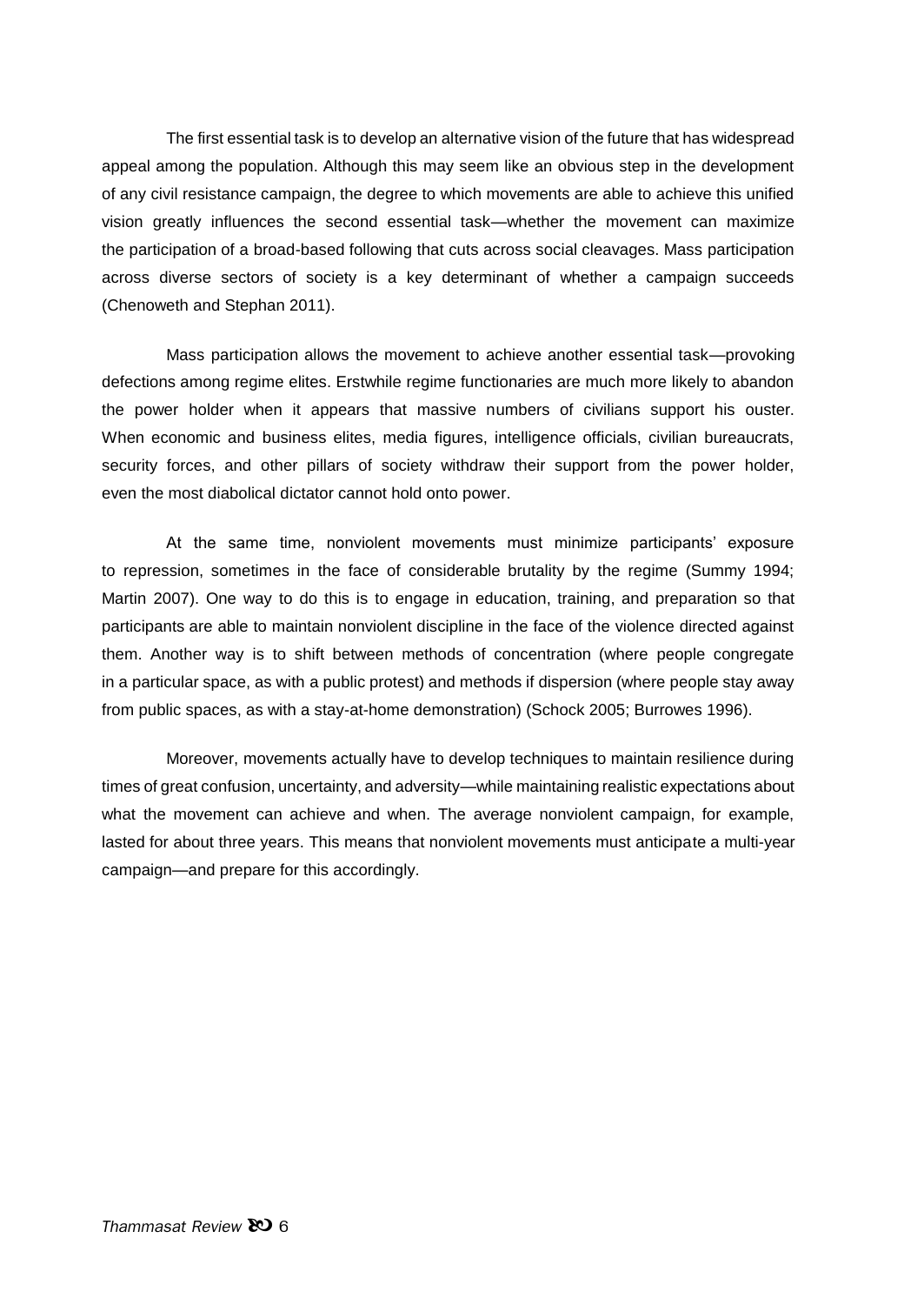The first essential task is to develop an alternative vision of the future that has widespread appeal among the population. Although this may seem like an obvious step in the development of any civil resistance campaign, the degree to which movements are able to achieve this unified vision greatly influences the second essential task—whether the movement can maximize the participation of a broad-based following that cuts across social cleavages. Mass participation across diverse sectors of society is a key determinant of whether a campaign succeeds (Chenoweth and Stephan 2011).

Mass participation allows the movement to achieve another essential task—provoking defections among regime elites. Erstwhile regime functionaries are much more likely to abandon the power holder when it appears that massive numbers of civilians support his ouster. When economic and business elites, media figures, intelligence officials, civilian bureaucrats, security forces, and other pillars of society withdraw their support from the power holder, even the most diabolical dictator cannot hold onto power.

At the same time, nonviolent movements must minimize participants' exposure to repression, sometimes in the face of considerable brutality by the regime (Summy 1994; Martin 2007). One way to do this is to engage in education, training, and preparation so that participants are able to maintain nonviolent discipline in the face of the violence directed against them. Another way is to shift between methods of concentration (where people congregate in a particular space, as with a public protest) and methods if dispersion (where people stay away from public spaces, as with a stay-at-home demonstration) (Schock 2005; Burrowes 1996).

Moreover, movements actually have to develop techniques to maintain resilience during times of great confusion, uncertainty, and adversity—while maintaining realistic expectations about what the movement can achieve and when. The average nonviolent campaign, for example, lasted for about three years. This means that nonviolent movements must anticipate a multi-year campaign—and prepare for this accordingly.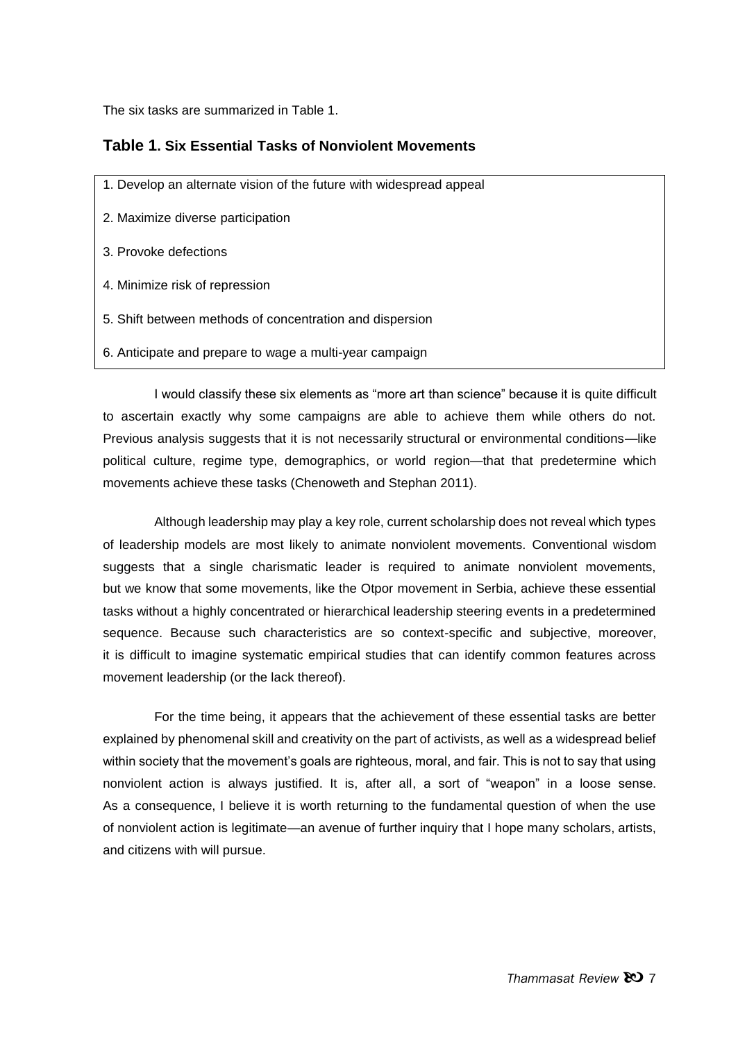The six tasks are summarized in Table 1.

## Table 1. Six Essential Tasks of Nonviolent Movements

| |
|---|
| 1. Develop an alternate vision of the future with widespread appeal |
| 2. Maximize diverse participation |
| 3. Provoke defections |
| 4. Minimize risk of repression |
| 5. Shift between methods of concentration and dispersion |
| 6. Anticipate and prepare to wage a multi-year campaign |

I would classify these six elements as "more art than science" because it is quite difficult to ascertain exactly why some campaigns are able to achieve them while others do not. Previous analysis suggests that it is not necessarily structural or environmental conditions—like political culture, regime type, demographics, or world region—that that predetermine which movements achieve these tasks (Chenoweth and Stephan 2011).

Although leadership may play a key role, current scholarship does not reveal which types of leadership models are most likely to animate nonviolent movements. Conventional wisdom suggests that a single charismatic leader is required to animate nonviolent movements, but we know that some movements, like the Otpor movement in Serbia, achieve these essential tasks without a highly concentrated or hierarchical leadership steering events in a predetermined sequence. Because such characteristics are so context-specific and subjective, moreover, it is difficult to imagine systematic empirical studies that can identify common features across movement leadership (or the lack thereof).

For the time being, it appears that the achievement of these essential tasks are better explained by phenomenal skill and creativity on the part of activists, as well as a widespread belief within society that the movement's goals are righteous, moral, and fair. This is not to say that using nonviolent action is always justified. It is, after all, a sort of "weapon" in a loose sense. As a consequence, I believe it is worth returning to the fundamental question of when the use of nonviolent action is legitimate—an avenue of further inquiry that I hope many scholars, artists, and citizens with will pursue.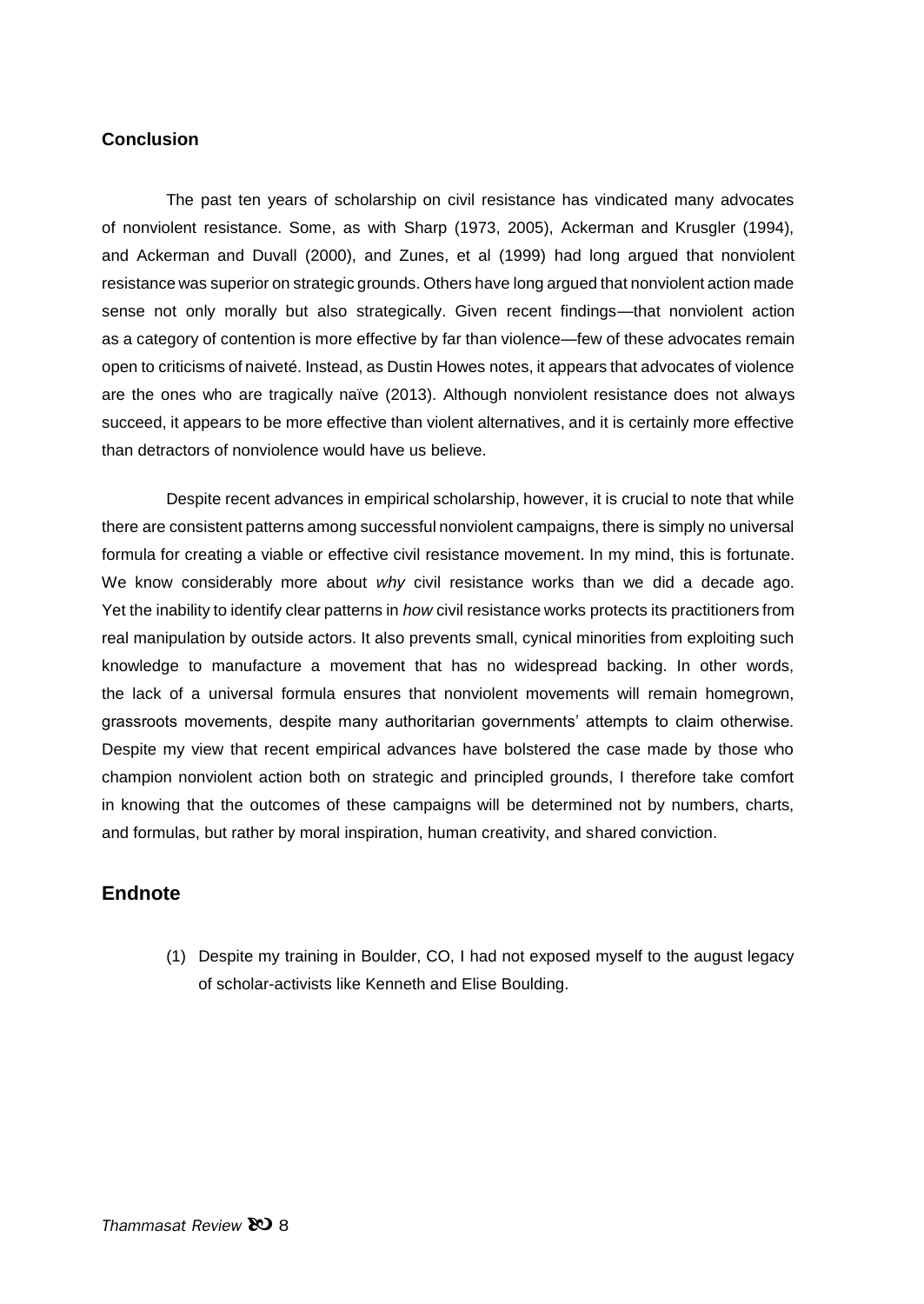## Conclusion

The past ten years of scholarship on civil resistance has vindicated many advocates of nonviolent resistance. Some, as with Sharp (1973, 2005), Ackerman and Krusgler (1994), and Ackerman and Duvall (2000), and Zunes, et al (1999) had long argued that nonviolent resistance was superior on strategic grounds. Others have long argued that nonviolent action made sense not only morally but also strategically. Given recent findings—that nonviolent action as a category of contention is more effective by far than violence—few of these advocates remain open to criticisms of naiveté. Instead, as Dustin Howes notes, it appears that advocates of violence are the ones who are tragically naïve (2013). Although nonviolent resistance does not always succeed, it appears to be more effective than violent alternatives, and it is certainly more effective than detractors of nonviolence would have us believe.

Despite recent advances in empirical scholarship, however, it is crucial to note that while there are consistent patterns among successful nonviolent campaigns, there is simply no universal formula for creating a viable or effective civil resistance movement. In my mind, this is fortunate. We know considerably more about *why* civil resistance works than we did a decade ago. Yet the inability to identify clear patterns in *how* civil resistance works protects its practitioners from real manipulation by outside actors. It also prevents small, cynical minorities from exploiting such knowledge to manufacture a movement that has no widespread backing. In other words, the lack of a universal formula ensures that nonviolent movements will remain homegrown, grassroots movements, despite many authoritarian governments' attempts to claim otherwise. Despite my view that recent empirical advances have bolstered the case made by those who champion nonviolent action both on strategic and principled grounds, I therefore take comfort in knowing that the outcomes of these campaigns will be determined not by numbers, charts, and formulas, but rather by moral inspiration, human creativity, and shared conviction.

## Endnote

(1) Despite my training in Boulder, CO, I had not exposed myself to the august legacy of scholar-activists like Kenneth and Elise Boulding.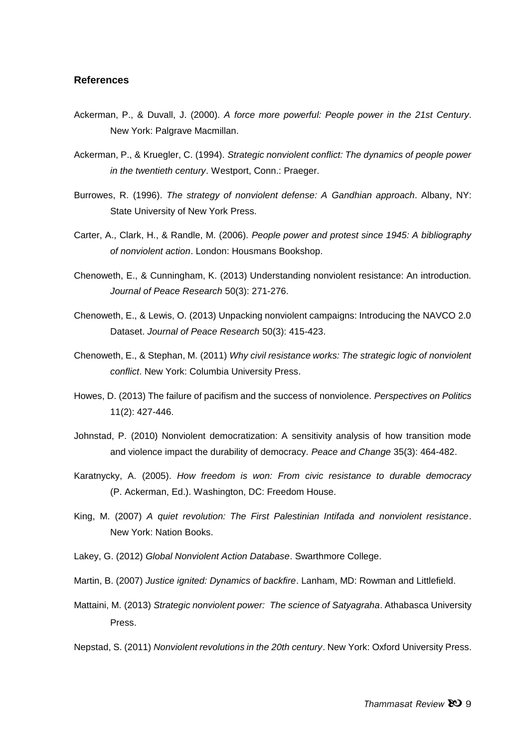## References

Ackerman, P., & Duvall, J. (2000). *A force more powerful: People power in the 21st Century*. New York: Palgrave Macmillan.

Ackerman, P., & Kruegler, C. (1994). *Strategic nonviolent conflict: The dynamics of people power in the twentieth century*. Westport, Conn.: Praeger.

Burrowes, R. (1996). *The strategy of nonviolent defense: A Gandhian approach*. Albany, NY: State University of New York Press.

Carter, A., Clark, H., & Randle, M. (2006). *People power and protest since 1945: A bibliography of nonviolent action*. London: Housmans Bookshop.

Chenoweth, E., & Cunningham, K. (2013) Understanding nonviolent resistance: An introduction. *Journal of Peace Research* 50(3): 271-276.

Chenoweth, E., & Lewis, O. (2013) Unpacking nonviolent campaigns: Introducing the NAVCO 2.0 Dataset. *Journal of Peace Research* 50(3): 415-423.

Chenoweth, E., & Stephan, M. (2011) *Why civil resistance works: The strategic logic of nonviolent conflict*. New York: Columbia University Press.

Howes, D. (2013) The failure of pacifism and the success of nonviolence. *Perspectives on Politics* 11(2): 427-446.

Johnstad, P. (2010) Nonviolent democratization: A sensitivity analysis of how transition mode and violence impact the durability of democracy. *Peace and Change* 35(3): 464-482.

Karatnycky, A. (2005). *How freedom is won: From civic resistance to durable democracy* (P. Ackerman, Ed.). Washington, DC: Freedom House.

King, M. (2007) *A quiet revolution: The First Palestinian Intifada and nonviolent resistance*. New York: Nation Books.

Lakey, G. (2012) *Global Nonviolent Action Database*. Swarthmore College.

Martin, B. (2007) *Justice ignited: Dynamics of backfire*. Lanham, MD: Rowman and Littlefield.

Mattaini, M. (2013) *Strategic nonviolent power: The science of Satyagraha*. Athabasca University Press.

Nepstad, S. (2011) *Nonviolent revolutions in the 20th century*. New York: Oxford University Press.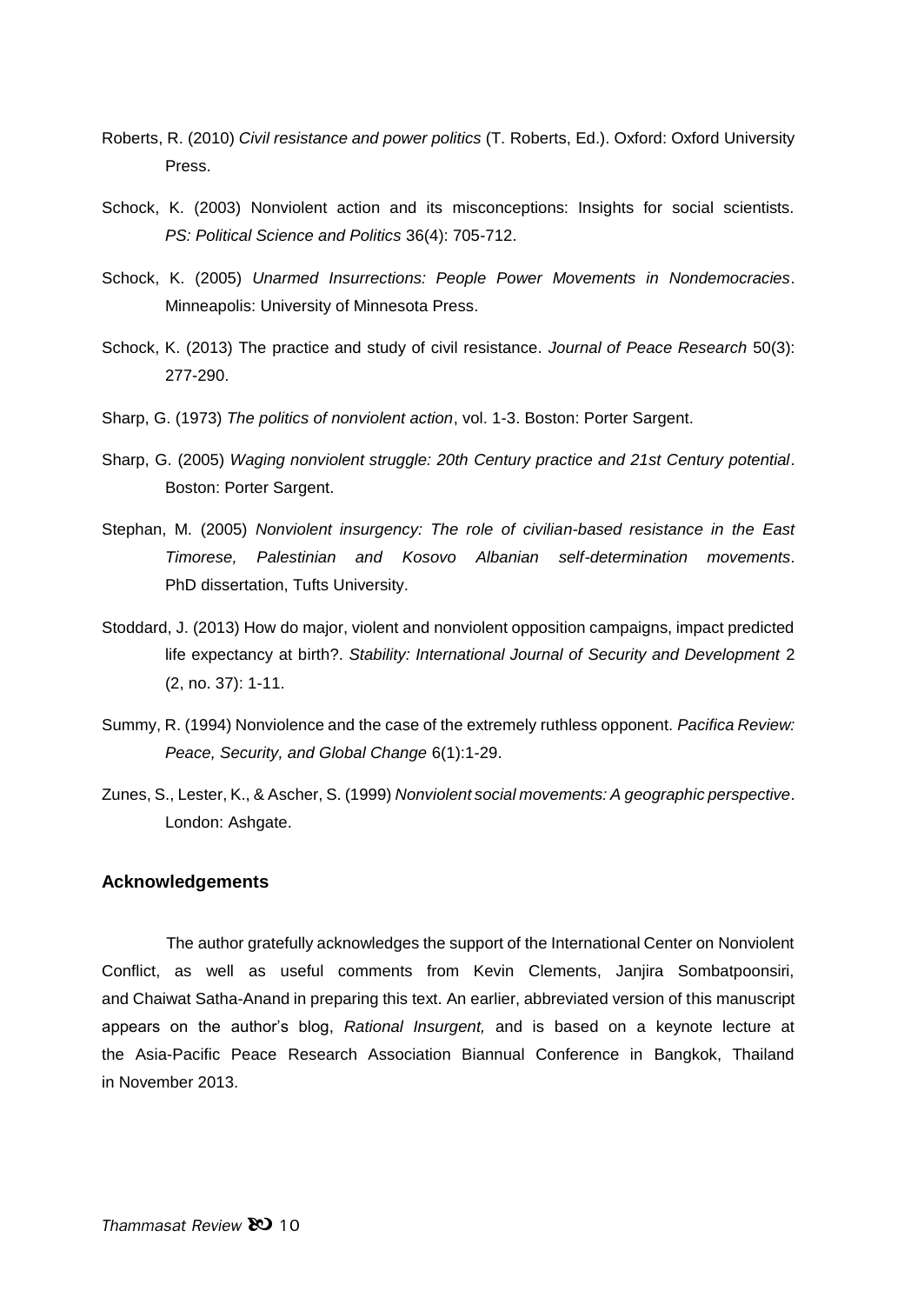Roberts, R. (2010) *Civil resistance and power politics* (T. Roberts, Ed.). Oxford: Oxford University Press.

Schock, K. (2003) Nonviolent action and its misconceptions: Insights for social scientists. *PS: Political Science and Politics* 36(4): 705-712.

Schock, K. (2005) *Unarmed Insurrections: People Power Movements in Nondemocracies*. Minneapolis: University of Minnesota Press.

Schock, K. (2013) The practice and study of civil resistance. *Journal of Peace Research* 50(3): 277-290.

Sharp, G. (1973) *The politics of nonviolent action*, vol. 1-3. Boston: Porter Sargent.

Sharp, G. (2005) *Waging nonviolent struggle: 20th Century practice and 21st Century potential*. Boston: Porter Sargent.

Stephan, M. (2005) *Nonviolent insurgency: The role of civilian-based resistance in the East Timorese, Palestinian and Kosovo Albanian self-determination movements*. PhD dissertation, Tufts University.

Stoddard, J. (2013) How do major, violent and nonviolent opposition campaigns, impact predicted life expectancy at birth?. *Stability: International Journal of Security and Development* 2 (2, no. 37): 1-11.

Summy, R. (1994) Nonviolence and the case of the extremely ruthless opponent. *Pacifica Review: Peace, Security, and Global Change* 6(1):1-29.

Zunes, S., Lester, K., & Ascher, S. (1999) *Nonviolent social movements: A geographic perspective*. London: Ashgate.

### Acknowledgements

The author gratefully acknowledges the support of the International Center on Nonviolent Conflict, as well as useful comments from Kevin Clements, Janjira Sombatpoonsiri, and Chaiwat Satha-Anand in preparing this text. An earlier, abbreviated version of this manuscript appears on the author's blog, *Rational Insurgent,* and is based on a keynote lecture at the Asia-Pacific Peace Research Association Biannual Conference in Bangkok, Thailand in November 2013.